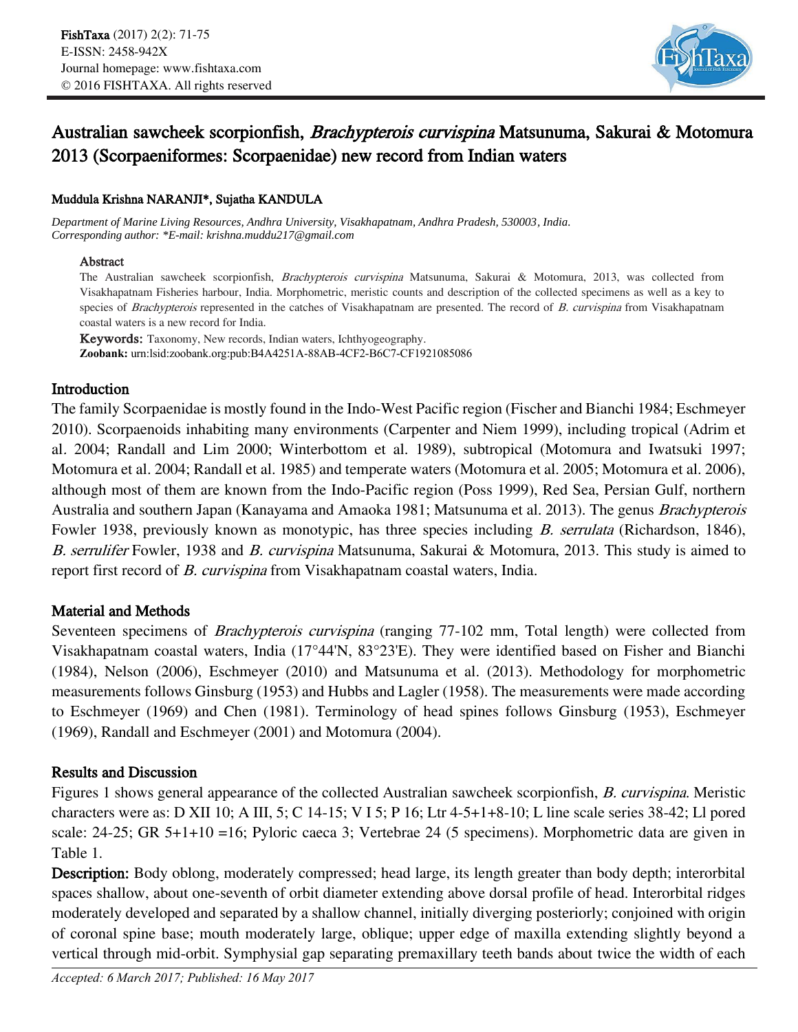# Australian sawcheek scorpionfish, *Brachypterois curvispina* Matsunuma, Sakurai & Motomura 2013 (Scorpaeniformes: Scorpaenidae) new record from Indian waters

**Muddula Krishna NARANJI\*, Sujatha KANDULA**

*Department of Marine Living Resources, Andhra University, Visakhapatnam, Andhra Pradesh, 530003, India.*
*Corresponding author: \*E-mail: krishna.muddu217@gmail.com*

### Abstract

The Australian sawcheek scorpionfish, *Brachypterois curvispina* Matsunuma, Sakurai & Motomura, 2013, was collected from Visakhapatnam Fisheries harbour, India. Morphometric, meristic counts and description of the collected specimens as well as a key to species of *Brachypterois* represented in the catches of Visakhapatnam are presented. The record of *B. curvispina* from Visakhapatnam coastal waters is a new record for India.

**Keywords:** Taxonomy, New records, Indian waters, Ichthyogeography.
**Zoobank:** urn:lsid:zoobank.org:pub:B4A4251A-88AB-4CF2-B6C7-CF1921085086

## Introduction

The family Scorpaenidae is mostly found in the Indo-West Pacific region (Fischer and Bianchi 1984; Eschmeyer 2010). Scorpaenoids inhabiting many environments (Carpenter and Niem 1999), including tropical (Adrim et al. 2004; Randall and Lim 2000; Winterbottom et al. 1989), subtropical (Motomura and Iwatsuki 1997; Motomura et al. 2004; Randall et al. 1985) and temperate waters (Motomura et al. 2005; Motomura et al. 2006), although most of them are known from the Indo-Pacific region (Poss 1999), Red Sea, Persian Gulf, northern Australia and southern Japan (Kanayama and Amaoka 1981; Matsunuma et al. 2013). The genus *Brachypterois* Fowler 1938, previously known as monotypic, has three species including *B. serrulata* (Richardson, 1846), *B. serrulifer* Fowler, 1938 and *B. curvispina* Matsunuma, Sakurai & Motomura, 2013. This study is aimed to report first record of *B. curvispina* from Visakhapatnam coastal waters, India.

## Material and Methods

Seventeen specimens of *Brachypterois curvispina* (ranging 77-102 mm, Total length) were collected from Visakhapatnam coastal waters, India (17°44'N, 83°23'E). They were identified based on Fisher and Bianchi (1984), Nelson (2006), Eschmeyer (2010) and Matsunuma et al. (2013). Methodology for morphometric measurements follows Ginsburg (1953) and Hubbs and Lagler (1958). The measurements were made according to Eschmeyer (1969) and Chen (1981). Terminology of head spines follows Ginsburg (1953), Eschmeyer (1969), Randall and Eschmeyer (2001) and Motomura (2004).

## Results and Discussion

Figures 1 shows general appearance of the collected Australian sawcheek scorpionfish, *B. curvispina*. Meristic characters were as: D XII 10; A III, 5; C 14-15; V I 5; P 16; Ltr 4-5+1+8-10; L line scale series 38-42; Ll pored scale: 24-25; GR 5+1+10 =16; Pyloric caeca 3; Vertebrae 24 (5 specimens). Morphometric data are given in Table 1.

**Description:** Body oblong, moderately compressed; head large, its length greater than body depth; interorbital spaces shallow, about one-seventh of orbit diameter extending above dorsal profile of head. Interorbital ridges moderately developed and separated by a shallow channel, initially diverging posteriorly; conjoined with origin of coronal spine base; mouth moderately large, oblique; upper edge of maxilla extending slightly beyond a vertical through mid-orbit. Symphysial gap separating premaxillary teeth bands about twice the width of each

*Accepted: 6 March 2017; Published: 16 May 2017*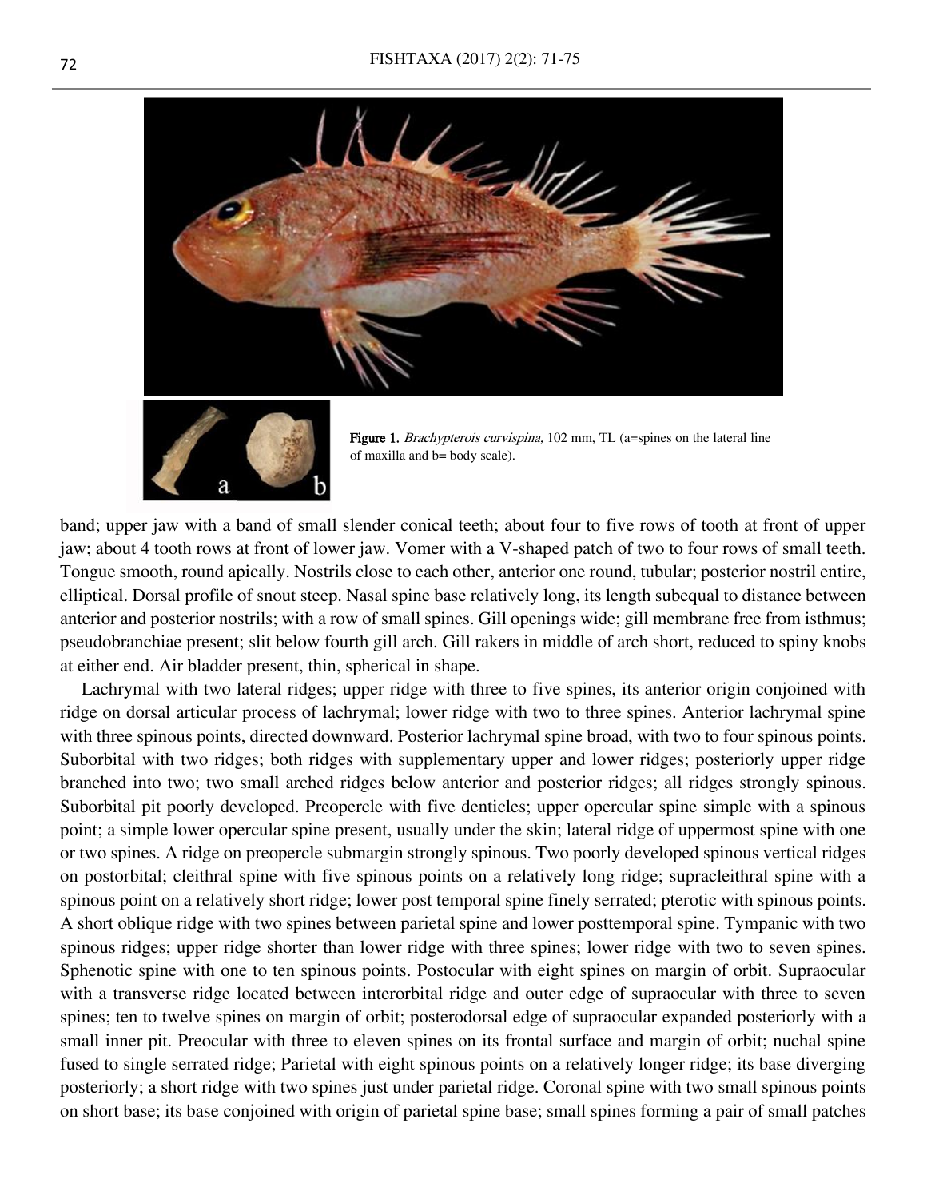**Figure 1.** *Brachypterois curvispina*, 102 mm, TL (a=spines on the lateral line of maxilla and b= body scale).

band; upper jaw with a band of small slender conical teeth; about four to five rows of tooth at front of upper jaw; about 4 tooth rows at front of lower jaw. Vomer with a V-shaped patch of two to four rows of small teeth. Tongue smooth, round apically. Nostrils close to each other, anterior one round, tubular; posterior nostril entire, elliptical. Dorsal profile of snout steep. Nasal spine base relatively long, its length subequal to distance between anterior and posterior nostrils; with a row of small spines. Gill openings wide; gill membrane free from isthmus; pseudobranchiae present; slit below fourth gill arch. Gill rakers in middle of arch short, reduced to spiny knobs at either end. Air bladder present, thin, spherical in shape.

Lachrymal with two lateral ridges; upper ridge with three to five spines, its anterior origin conjoined with ridge on dorsal articular process of lachrymal; lower ridge with two to three spines. Anterior lachrymal spine with three spinous points, directed downward. Posterior lachrymal spine broad, with two to four spinous points. Suborbital with two ridges; both ridges with supplementary upper and lower ridges; posteriorly upper ridge branched into two; two small arched ridges below anterior and posterior ridges; all ridges strongly spinous. Suborbital pit poorly developed. Preopercle with five denticles; upper opercular spine simple with a spinous point; a simple lower opercular spine present, usually under the skin; lateral ridge of uppermost spine with one or two spines. A ridge on preopercle submargin strongly spinous. Two poorly developed spinous vertical ridges on postorbital; cleithral spine with five spinous points on a relatively long ridge; supracleithral spine with a spinous point on a relatively short ridge; lower post temporal spine finely serrated; pterotic with spinous points. A short oblique ridge with two spines between parietal spine and lower posttemporal spine. Tympanic with two spinous ridges; upper ridge shorter than lower ridge with three spines; lower ridge with two to seven spines. Sphenotic spine with one to ten spinous points. Postocular with eight spines on margin of orbit. Supraocular with a transverse ridge located between interorbital ridge and outer edge of supraocular with three to seven spines; ten to twelve spines on margin of orbit; posterodorsal edge of supraocular expanded posteriorly with a small inner pit. Preocular with three to eleven spines on its frontal surface and margin of orbit; nuchal spine fused to single serrated ridge; Parietal with eight spinous points on a relatively longer ridge; its base diverging posteriorly; a short ridge with two spines just under parietal ridge. Coronal spine with two small spinous points on short base; its base conjoined with origin of parietal spine base; small spines forming a pair of small patches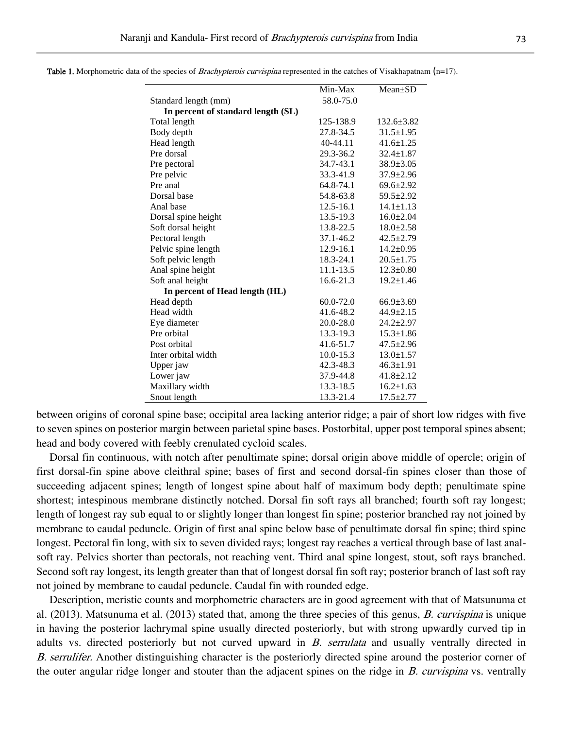**Table 1.** Morphometric data of the species of *Brachypterois curvispina* represented in the catches of Visakhapatnam (n=17).

| | Min-Max | Mean±SD |
|---|---|---|
| Standard length (mm) | 58.0-75.0 | |
| **In percent of standard length (SL)** | | |
| Total length | 125-138.9 | 132.6±3.82 |
| Body depth | 27.8-34.5 | 31.5±1.95 |
| Head length | 40-44.11 | 41.6±1.25 |
| Pre dorsal | 29.3-36.2 | 32.4±1.87 |
| Pre pectoral | 34.7-43.1 | 38.9±3.05 |
| Pre pelvic | 33.3-41.9 | 37.9±2.96 |
| Pre anal | 64.8-74.1 | 69.6±2.92 |
| Dorsal base | 54.8-63.8 | 59.5±2.92 |
| Anal base | 12.5-16.1 | 14.1±1.13 |
| Dorsal spine height | 13.5-19.3 | 16.0±2.04 |
| Soft dorsal height | 13.8-22.5 | 18.0±2.58 |
| Pectoral length | 37.1-46.2 | 42.5±2.79 |
| Pelvic spine length | 12.9-16.1 | 14.2±0.95 |
| Soft pelvic length | 18.3-24.1 | 20.5±1.75 |
| Anal spine height | 11.1-13.5 | 12.3±0.80 |
| Soft anal height | 16.6-21.3 | 19.2±1.46 |
| **In percent of Head length (HL)** | | |
| Head depth | 60.0-72.0 | 66.9±3.69 |
| Head width | 41.6-48.2 | 44.9±2.15 |
| Eye diameter | 20.0-28.0 | 24.2±2.97 |
| Pre orbital | 13.3-19.3 | 15.3±1.86 |
| Post orbital | 41.6-51.7 | 47.5±2.96 |
| Inter orbital width | 10.0-15.3 | 13.0±1.57 |
| Upper jaw | 42.3-48.3 | 46.3±1.91 |
| Lower jaw | 37.9-44.8 | 41.8±2.12 |
| Maxillary width | 13.3-18.5 | 16.2±1.63 |
| Snout length | 13.3-21.4 | 17.5±2.77 |

between origins of coronal spine base; occipital area lacking anterior ridge; a pair of short low ridges with five to seven spines on posterior margin between parietal spine bases. Postorbital, upper post temporal spines absent; head and body covered with feebly crenulated cycloid scales.

Dorsal fin continuous, with notch after penultimate spine; dorsal origin above middle of opercle; origin of first dorsal-fin spine above cleithral spine; bases of first and second dorsal-fin spines closer than those of succeeding adjacent spines; length of longest spine about half of maximum body depth; penultimate spine shortest; intespinous membrane distinctly notched. Dorsal fin soft rays all branched; fourth soft ray longest; length of longest ray sub equal to or slightly longer than longest fin spine; posterior branched ray not joined by membrane to caudal peduncle. Origin of first anal spine below base of penultimate dorsal fin spine; third spine longest. Pectoral fin long, with six to seven divided rays; longest ray reaches a vertical through base of last anal-soft ray. Pelvics shorter than pectorals, not reaching vent. Third anal spine longest, stout, soft rays branched. Second soft ray longest, its length greater than that of longest dorsal fin soft ray; posterior branch of last soft ray not joined by membrane to caudal peduncle. Caudal fin with rounded edge.

Description, meristic counts and morphometric characters are in good agreement with that of Matsunuma et al. (2013). Matsunuma et al. (2013) stated that, among the three species of this genus, *B. curvispina* is unique in having the posterior lachrymal spine usually directed posteriorly, but with strong upwardly curved tip in adults vs. directed posteriorly but not curved upward in *B. serrulata* and usually ventrally directed in *B. serrulifer.* Another distinguishing character is the posteriorly directed spine around the posterior corner of the outer angular ridge longer and stouter than the adjacent spines on the ridge in *B. curvispina* vs. ventrally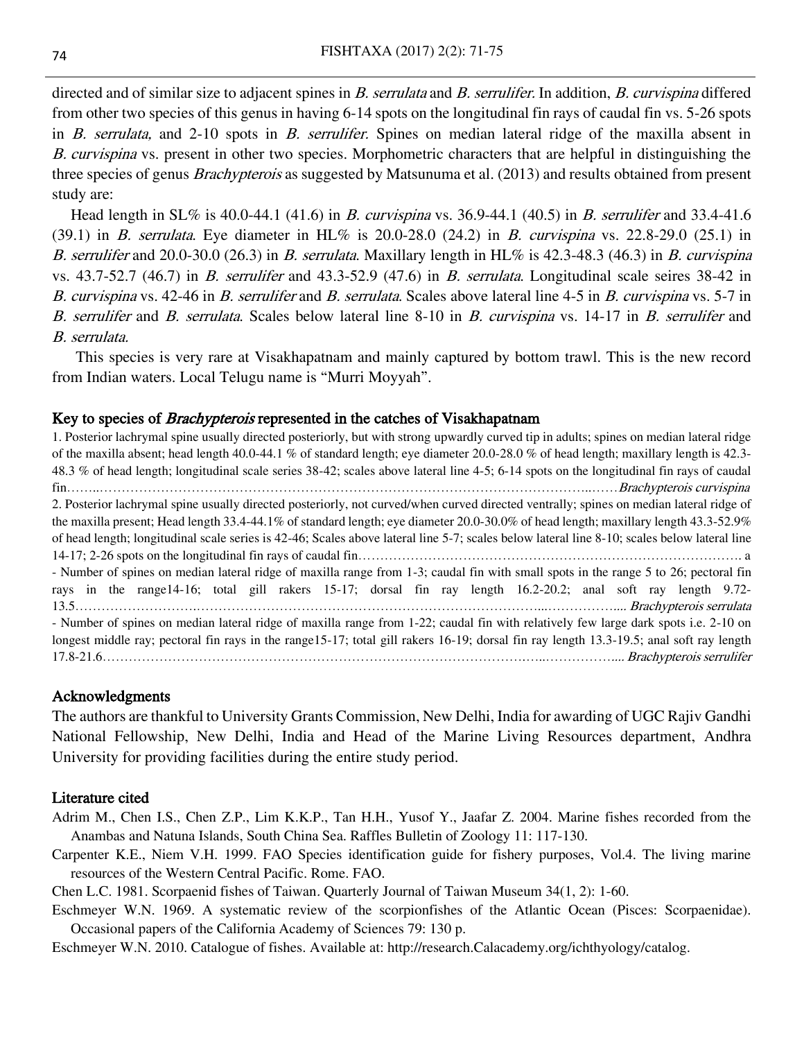directed and of similar size to adjacent spines in *B. serrulata* and *B. serrulifer*. In addition, *B. curvispina* differed from other two species of this genus in having 6-14 spots on the longitudinal fin rays of caudal fin vs. 5-26 spots in *B. serrulata,* and 2-10 spots in *B. serrulifer.* Spines on median lateral ridge of the maxilla absent in *B. curvispina* vs. present in other two species. Morphometric characters that are helpful in distinguishing the three species of genus *Brachypterois* as suggested by Matsunuma et al. (2013) and results obtained from present study are:

Head length in SL% is 40.0-44.1 (41.6) in *B. curvispina* vs. 36.9-44.1 (40.5) in *B. serrulifer* and 33.4-41.6 (39.1) in *B. serrulata*. Eye diameter in HL% is 20.0-28.0 (24.2) in *B. curvispina* vs. 22.8-29.0 (25.1) in *B. serrulifer* and 20.0-30.0 (26.3) in *B. serrulata*. Maxillary length in HL% is 42.3-48.3 (46.3) in *B. curvispina* vs. 43.7-52.7 (46.7) in *B. serrulifer* and 43.3-52.9 (47.6) in *B. serrulata*. Longitudinal scale seires 38-42 in *B. curvispina* vs. 42-46 in *B. serrulifer* and *B. serrulata*. Scales above lateral line 4-5 in *B. curvispina* vs. 5-7 in *B. serrulifer* and *B. serrulata*. Scales below lateral line 8-10 in *B. curvispina* vs. 14-17 in *B. serrulifer* and *B. serrulata.*

This species is very rare at Visakhapatnam and mainly captured by bottom trawl. This is the new record from Indian waters. Local Telugu name is "Murri Moyyah".

## Key to species of *Brachypterois* represented in the catches of Visakhapatnam

1. Posterior lachrymal spine usually directed posteriorly, but with strong upwardly curved tip in adults; spines on median lateral ridge of the maxilla absent; head length 40.0-44.1 % of standard length; eye diameter 20.0-28.0 % of head length; maxillary length is 42.3-48.3 % of head length; longitudinal scale series 38-42; scales above lateral line 4-5; 6-14 spots on the longitudinal fin rays of caudal fin……………………………………………………………………………………………………*Brachypterois curvispina*

2. Posterior lachrymal spine usually directed posteriorly, not curved/when curved directed ventrally; spines on median lateral ridge of the maxilla present; Head length 33.4-44.1% of standard length; eye diameter 20.0-30.0% of head length; maxillary length 43.3-52.9% of head length; longitudinal scale series is 42-46; Scales above lateral line 5-7; scales below lateral line 8-10; scales below lateral line 14-17; 2-26 spots on the longitudinal fin rays of caudal fin……………………………………………………………………………. a

- Number of spines on median lateral ridge of maxilla range from 1-3; caudal fin with small spots in the range 5 to 26; pectoral fin rays in the range14-16; total gill rakers 15-17; dorsal fin ray length 16.2-20.2; anal soft ray length 9.72-13.5…………………………………………………………………………………………………... *Brachypterois serrulata*

- Number of spines on median lateral ridge of maxilla range from 1-22; caudal fin with relatively few large dark spots i.e. 2-10 on longest middle ray; pectoral fin rays in the range15-17; total gill rakers 16-19; dorsal fin ray length 13.3-19.5; anal soft ray length 17.8-21.6………………………………………………………………………………………………... *Brachypterois serrulifer*

## Acknowledgments

The authors are thankful to University Grants Commission, New Delhi, India for awarding of UGC Rajiv Gandhi National Fellowship, New Delhi, India and Head of the Marine Living Resources department, Andhra University for providing facilities during the entire study period.

## Literature cited

Adrim M., Chen I.S., Chen Z.P., Lim K.K.P., Tan H.H., Yusof Y., Jaafar Z. 2004. Marine fishes recorded from the Anambas and Natuna Islands, South China Sea. Raffles Bulletin of Zoology 11: 117-130.

Carpenter K.E., Niem V.H. 1999. FAO Species identification guide for fishery purposes, Vol.4. The living marine resources of the Western Central Pacific. Rome. FAO.

Chen L.C. 1981. Scorpaenid fishes of Taiwan. Quarterly Journal of Taiwan Museum 34(1, 2): 1-60.

Eschmeyer W.N. 1969. A systematic review of the scorpionfishes of the Atlantic Ocean (Pisces: Scorpaenidae). Occasional papers of the California Academy of Sciences 79: 130 p.

Eschmeyer W.N. 2010. Catalogue of fishes. Available at: http://research.Calacademy.org/ichthyology/catalog.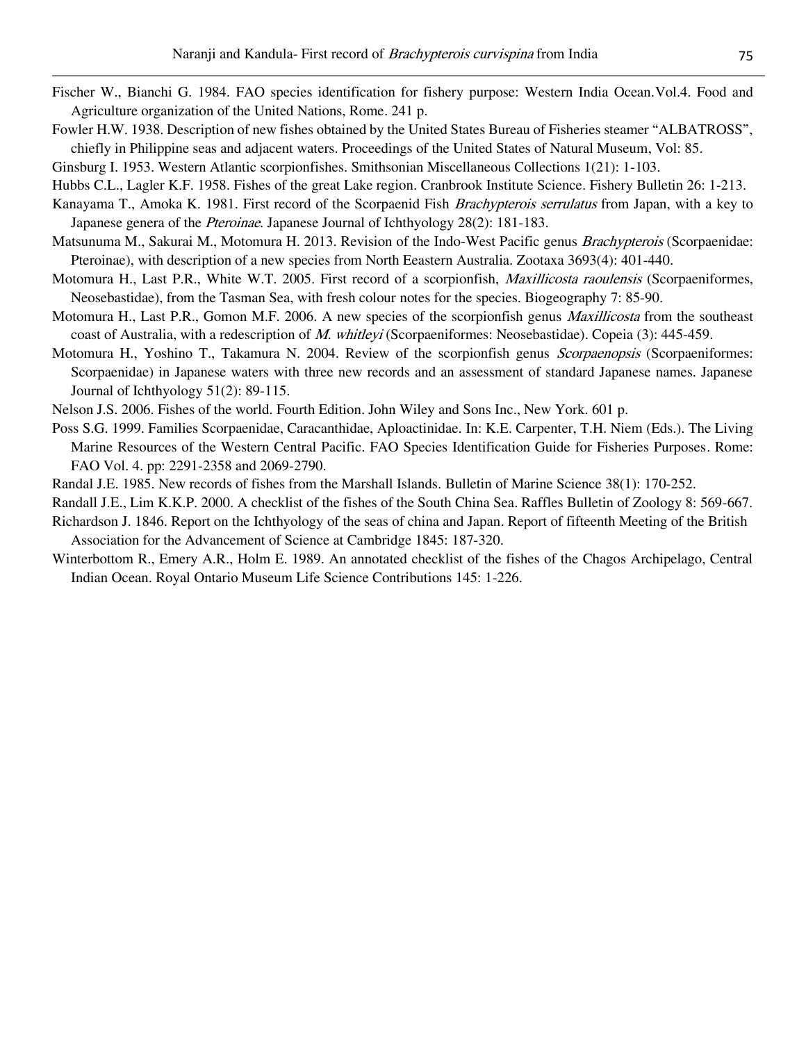Fischer W., Bianchi G. 1984. FAO species identification for fishery purpose: Western India Ocean.Vol.4. Food and Agriculture organization of the United Nations, Rome. 241 p.

Fowler H.W. 1938. Description of new fishes obtained by the United States Bureau of Fisheries steamer “ALBATROSS”, chiefly in Philippine seas and adjacent waters. Proceedings of the United States of Natural Museum, Vol: 85.

Ginsburg I. 1953. Western Atlantic scorpionfishes. Smithsonian Miscellaneous Collections 1(21): 1-103.

Hubbs C.L., Lagler K.F. 1958. Fishes of the great Lake region. Cranbrook Institute Science. Fishery Bulletin 26: 1-213.

Kanayama T., Amoka K. 1981. First record of the Scorpaenid Fish *Brachypterois serrulatus* from Japan, with a key to Japanese genera of the *Pteroinae*. Japanese Journal of Ichthyology 28(2): 181-183.

Matsunuma M., Sakurai M., Motomura H. 2013. Revision of the Indo-West Pacific genus *Brachypterois* (Scorpaenidae: Pteroinae), with description of a new species from North Eeastern Australia. Zootaxa 3693(4): 401-440.

Motomura H., Last P.R., White W.T. 2005. First record of a scorpionfish, *Maxillicosta raoulensis* (Scorpaeniformes, Neosebastidae), from the Tasman Sea, with fresh colour notes for the species. Biogeography 7: 85-90.

Motomura H., Last P.R., Gomon M.F. 2006. A new species of the scorpionfish genus *Maxillicosta* from the southeast coast of Australia, with a redescription of *M. whitleyi* (Scorpaeniformes: Neosebastidae). Copeia (3): 445-459.

Motomura H., Yoshino T., Takamura N. 2004. Review of the scorpionfish genus *Scorpaenopsis* (Scorpaeniformes: Scorpaenidae) in Japanese waters with three new records and an assessment of standard Japanese names. Japanese Journal of Ichthyology 51(2): 89-115.

Nelson J.S. 2006. Fishes of the world. Fourth Edition. John Wiley and Sons Inc., New York. 601 p.

Poss S.G. 1999. Families Scorpaenidae, Caracanthidae, Aploactinidae. In: K.E. Carpenter, T.H. Niem (Eds.). The Living Marine Resources of the Western Central Pacific. FAO Species Identification Guide for Fisheries Purposes. Rome: FAO Vol. 4. pp: 2291-2358 and 2069-2790.

Randal J.E. 1985. New records of fishes from the Marshall Islands. Bulletin of Marine Science 38(1): 170-252.

Randall J.E., Lim K.K.P. 2000. A checklist of the fishes of the South China Sea. Raffles Bulletin of Zoology 8: 569-667.

Richardson J. 1846. Report on the Ichthyology of the seas of china and Japan. Report of fifteenth Meeting of the British Association for the Advancement of Science at Cambridge 1845: 187-320.

Winterbottom R., Emery A.R., Holm E. 1989. An annotated checklist of the fishes of the Chagos Archipelago, Central Indian Ocean. Royal Ontario Museum Life Science Contributions 145: 1-226.